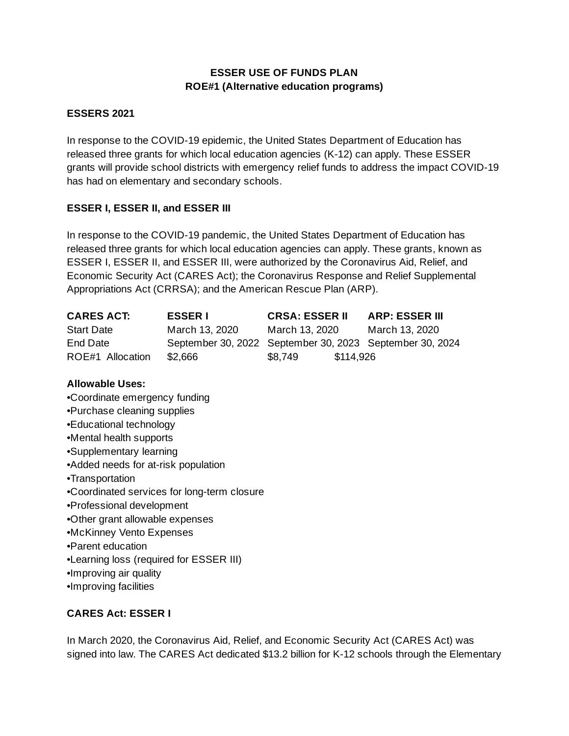**ESSER USE OF FUNDS PLAN**
**ROE#1 (Alternative education programs)**

**ESSERS 2021**

In response to the COVID-19 epidemic, the United States Department of Education has released three grants for which local education agencies (K-12) can apply. These ESSER grants will provide school districts with emergency relief funds to address the impact COVID-19 has had on elementary and secondary schools.

**ESSER I, ESSER II, and ESSER III**

In response to the COVID-19 pandemic, the United States Department of Education has released three grants for which local education agencies can apply. These grants, known as ESSER I, ESSER II, and ESSER III, were authorized by the Coronavirus Aid, Relief, and Economic Security Act (CARES Act); the Coronavirus Response and Relief Supplemental Appropriations Act (CRRSA); and the American Rescue Plan (ARP).

| **CARES ACT:** | **ESSER I** | **CRSA: ESSER II** | **ARP: ESSER III** |
|---|---|---|---|
| Start Date | March 13, 2020 | March 13, 2020 | March 13, 2020 |
| End Date | September 30, 2022 | September 30, 2023 | September 30, 2024 |
| ROE#1 Allocation | $2,666 | $8,749 | $114,926 |

**Allowable Uses:**

- Coordinate emergency funding
- Purchase cleaning supplies
- Educational technology
- Mental health supports
- Supplementary learning
- Added needs for at-risk population
- Transportation
- Coordinated services for long-term closure
- Professional development
- Other grant allowable expenses
- McKinney Vento Expenses
- Parent education
- Learning loss (required for ESSER III)
- Improving air quality
- Improving facilities

**CARES Act: ESSER I**

In March 2020, the Coronavirus Aid, Relief, and Economic Security Act (CARES Act) was signed into law. The CARES Act dedicated $13.2 billion for K-12 schools through the Elementary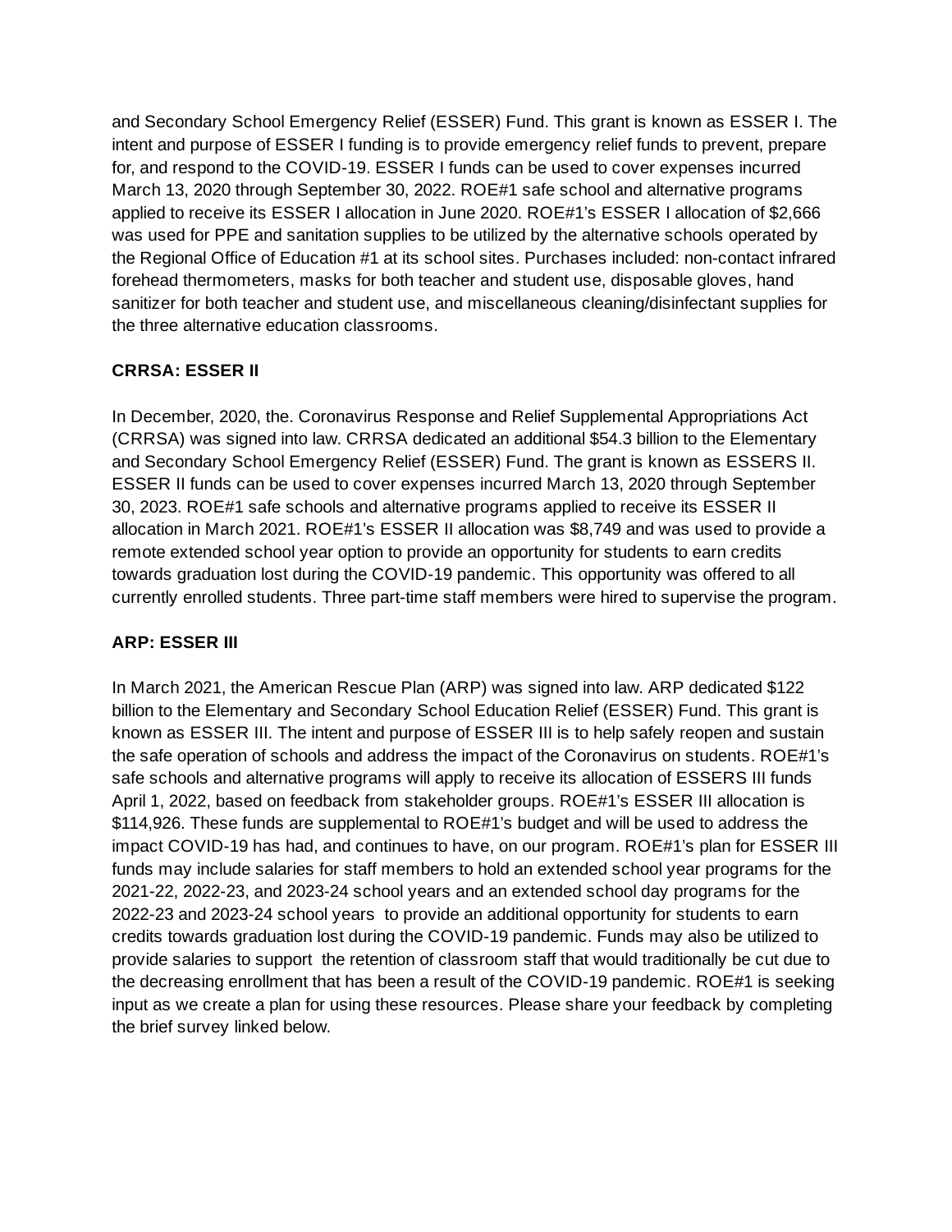and Secondary School Emergency Relief (ESSER) Fund. This grant is known as ESSER I. The intent and purpose of ESSER I funding is to provide emergency relief funds to prevent, prepare for, and respond to the COVID-19. ESSER I funds can be used to cover expenses incurred March 13, 2020 through September 30, 2022. ROE#1 safe school and alternative programs applied to receive its ESSER I allocation in June 2020. ROE#1's ESSER I allocation of $2,666 was used for PPE and sanitation supplies to be utilized by the alternative schools operated by the Regional Office of Education #1 at its school sites. Purchases included: non-contact infrared forehead thermometers, masks for both teacher and student use, disposable gloves, hand sanitizer for both teacher and student use, and miscellaneous cleaning/disinfectant supplies for the three alternative education classrooms.

**CRRSA: ESSER II**

In December, 2020, the. Coronavirus Response and Relief Supplemental Appropriations Act (CRRSA) was signed into law. CRRSA dedicated an additional $54.3 billion to the Elementary and Secondary School Emergency Relief (ESSER) Fund. The grant is known as ESSERS II. ESSER II funds can be used to cover expenses incurred March 13, 2020 through September 30, 2023. ROE#1 safe schools and alternative programs applied to receive its ESSER II allocation in March 2021. ROE#1's ESSER II allocation was $8,749 and was used to provide a remote extended school year option to provide an opportunity for students to earn credits towards graduation lost during the COVID-19 pandemic. This opportunity was offered to all currently enrolled students. Three part-time staff members were hired to supervise the program.

**ARP: ESSER III**

In March 2021, the American Rescue Plan (ARP) was signed into law. ARP dedicated $122 billion to the Elementary and Secondary School Education Relief (ESSER) Fund. This grant is known as ESSER III. The intent and purpose of ESSER III is to help safely reopen and sustain the safe operation of schools and address the impact of the Coronavirus on students. ROE#1's safe schools and alternative programs will apply to receive its allocation of ESSERS III funds April 1, 2022, based on feedback from stakeholder groups. ROE#1's ESSER III allocation is $114,926. These funds are supplemental to ROE#1's budget and will be used to address the impact COVID-19 has had, and continues to have, on our program. ROE#1's plan for ESSER III funds may include salaries for staff members to hold an extended school year programs for the 2021-22, 2022-23, and 2023-24 school years and an extended school day programs for the 2022-23 and 2023-24 school years to provide an additional opportunity for students to earn credits towards graduation lost during the COVID-19 pandemic. Funds may also be utilized to provide salaries to support the retention of classroom staff that would traditionally be cut due to the decreasing enrollment that has been a result of the COVID-19 pandemic. ROE#1 is seeking input as we create a plan for using these resources. Please share your feedback by completing the brief survey linked below.